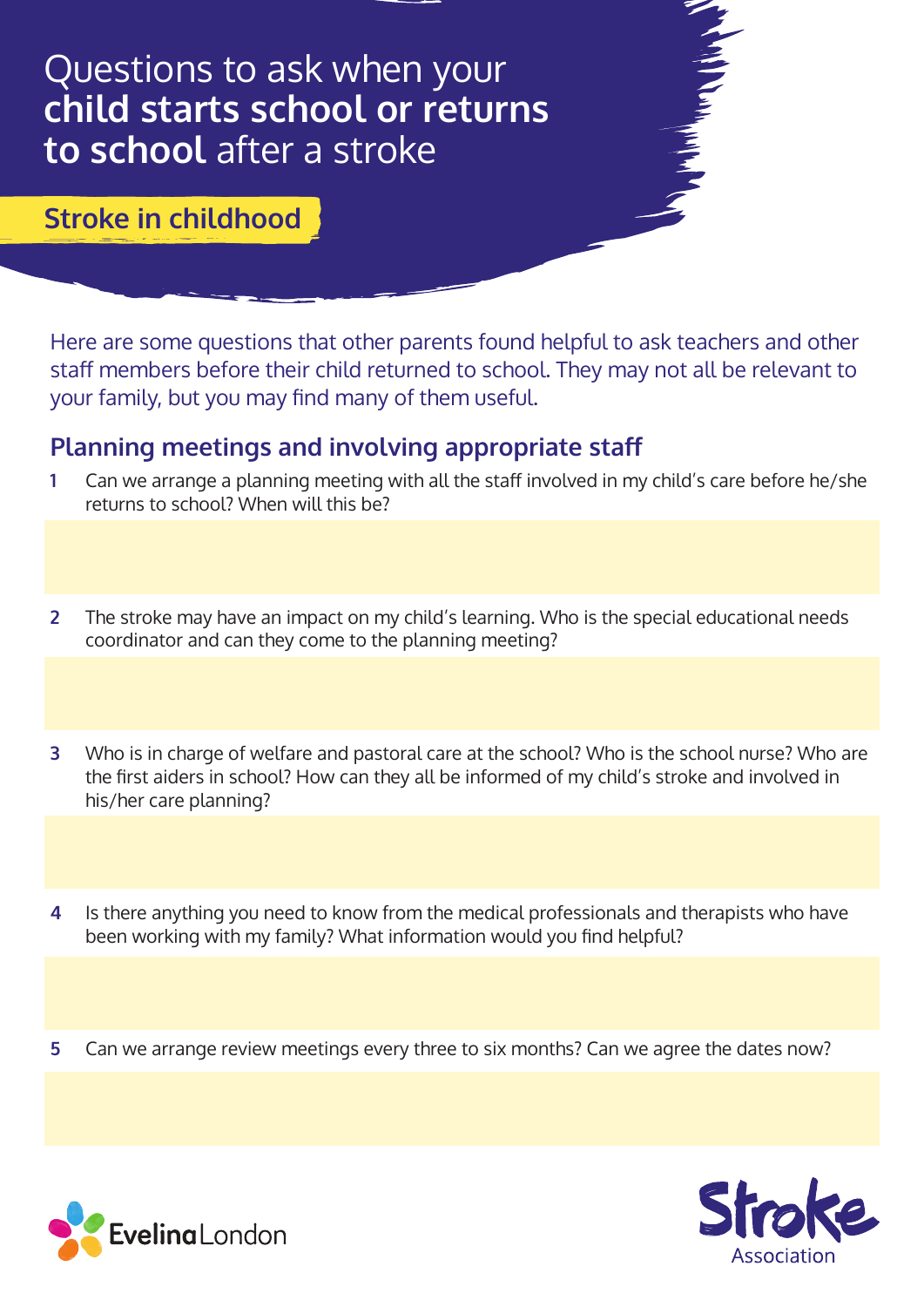# Questions to ask when your **child starts school or returns to school** after a stroke

## Stroke in childhood

Here are some questions that other parents found helpful to ask teachers and other staff members before their child returned to school. They may not all be relevant to your family, but you may find many of them useful.

## Planning meetings and involving appropriate staff

1. Can we arrange a planning meeting with all the staff involved in my child's care before he/she returns to school? When will this be?

2. The stroke may have an impact on my child's learning. Who is the special educational needs coordinator and can they come to the planning meeting?

3. Who is in charge of welfare and pastoral care at the school? Who is the school nurse? Who are the first aiders in school? How can they all be informed of my child's stroke and involved in his/her care planning?

4. Is there anything you need to know from the medical professionals and therapists who have been working with my family? What information would you find helpful?

5. Can we arrange review meetings every three to six months? Can we agree the dates now?

Evelina London

Stroke Association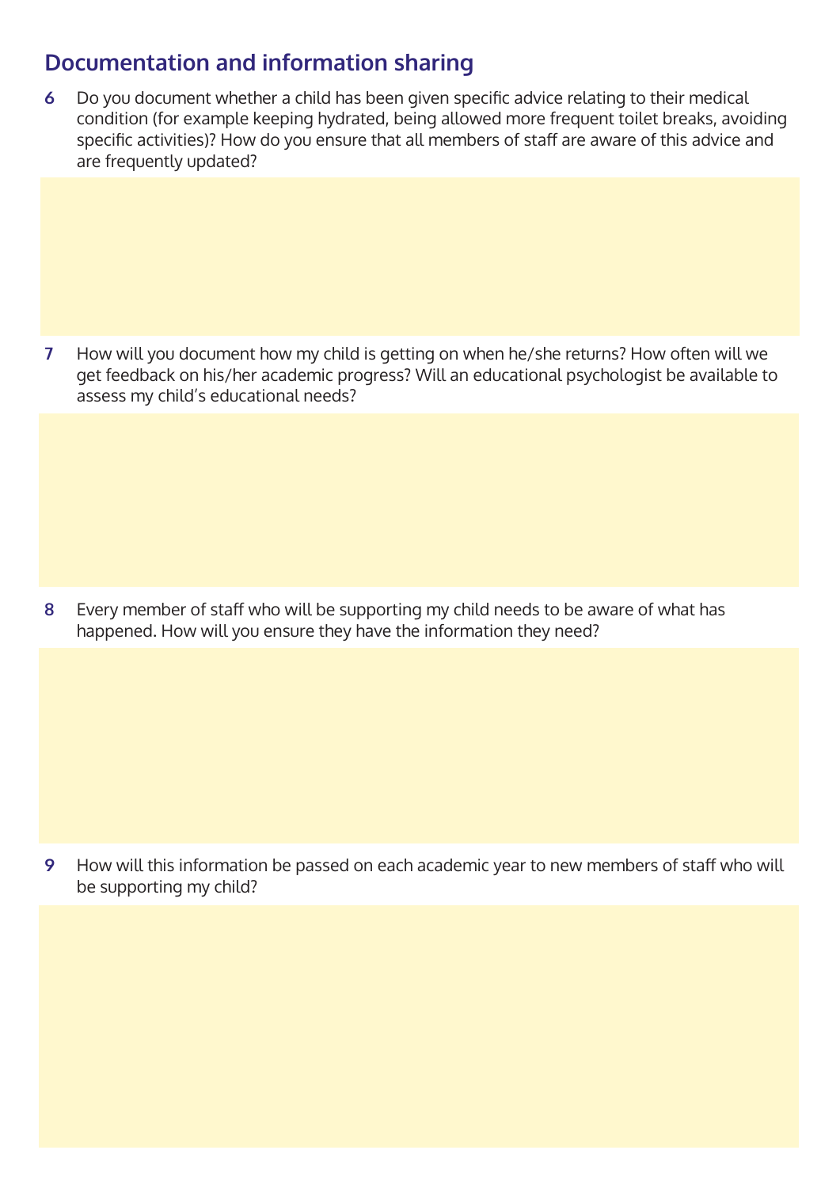## Documentation and information sharing

6 Do you document whether a child has been given specific advice relating to their medical condition (for example keeping hydrated, being allowed more frequent toilet breaks, avoiding specific activities)? How do you ensure that all members of staff are aware of this advice and are frequently updated?

7 How will you document how my child is getting on when he/she returns? How often will we get feedback on his/her academic progress? Will an educational psychologist be available to assess my child's educational needs?

8 Every member of staff who will be supporting my child needs to be aware of what has happened. How will you ensure they have the information they need?

9 How will this information be passed on each academic year to new members of staff who will be supporting my child?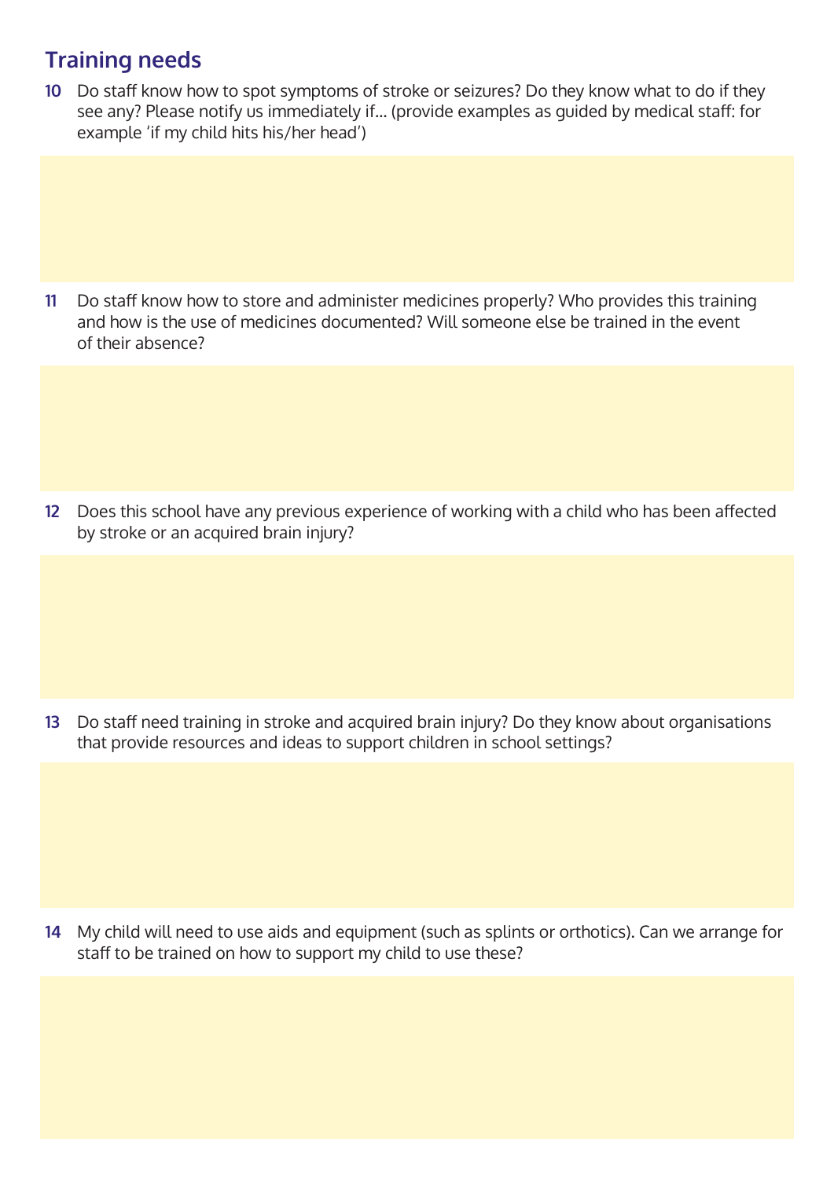## Training needs

10 Do staff know how to spot symptoms of stroke or seizures? Do they know what to do if they see any? Please notify us immediately if... (provide examples as guided by medical staff: for example 'if my child hits his/her head')

11 Do staff know how to store and administer medicines properly? Who provides this training and how is the use of medicines documented? Will someone else be trained in the event of their absence?

12 Does this school have any previous experience of working with a child who has been affected by stroke or an acquired brain injury?

13 Do staff need training in stroke and acquired brain injury? Do they know about organisations that provide resources and ideas to support children in school settings?

14 My child will need to use aids and equipment (such as splints or orthotics). Can we arrange for staff to be trained on how to support my child to use these?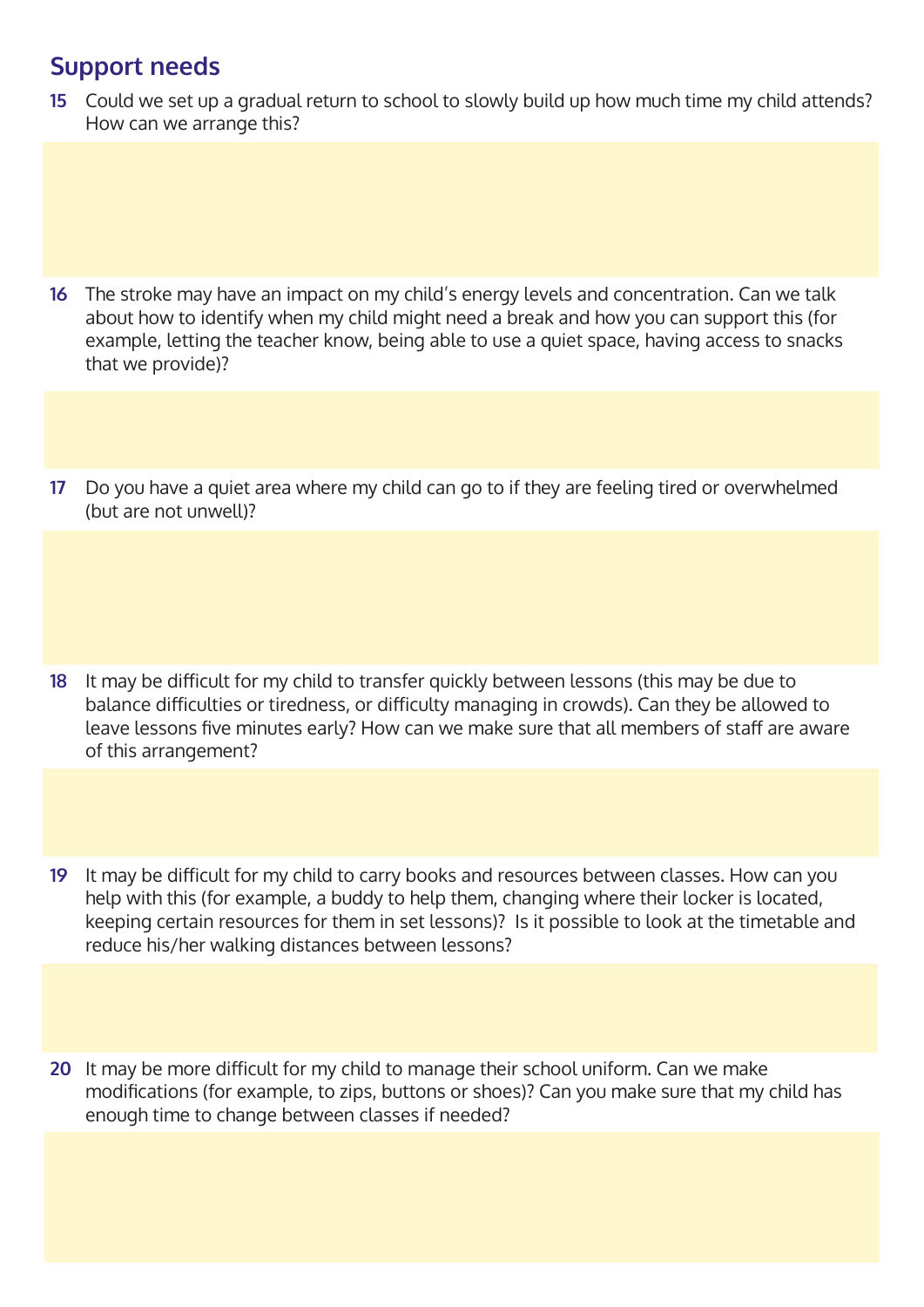## Support needs

15 Could we set up a gradual return to school to slowly build up how much time my child attends? How can we arrange this?

16 The stroke may have an impact on my child's energy levels and concentration. Can we talk about how to identify when my child might need a break and how you can support this (for example, letting the teacher know, being able to use a quiet space, having access to snacks that we provide)?

17 Do you have a quiet area where my child can go to if they are feeling tired or overwhelmed (but are not unwell)?

18 It may be difficult for my child to transfer quickly between lessons (this may be due to balance difficulties or tiredness, or difficulty managing in crowds). Can they be allowed to leave lessons five minutes early? How can we make sure that all members of staff are aware of this arrangement?

19 It may be difficult for my child to carry books and resources between classes. How can you help with this (for example, a buddy to help them, changing where their locker is located, keeping certain resources for them in set lessons)? Is it possible to look at the timetable and reduce his/her walking distances between lessons?

20 It may be more difficult for my child to manage their school uniform. Can we make modifications (for example, to zips, buttons or shoes)? Can you make sure that my child has enough time to change between classes if needed?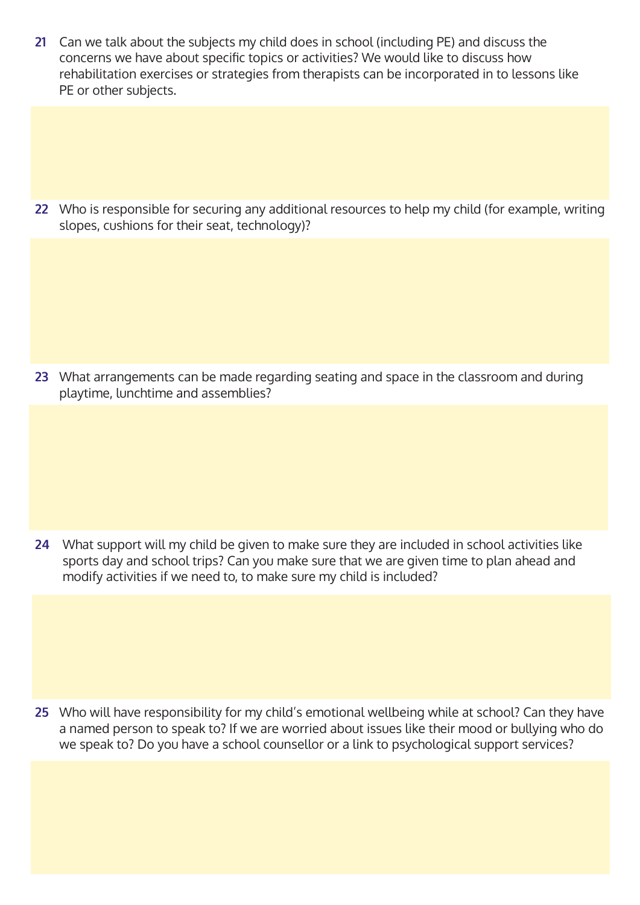21 Can we talk about the subjects my child does in school (including PE) and discuss the concerns we have about specific topics or activities? We would like to discuss how rehabilitation exercises or strategies from therapists can be incorporated in to lessons like PE or other subjects.

22 Who is responsible for securing any additional resources to help my child (for example, writing slopes, cushions for their seat, technology)?

23 What arrangements can be made regarding seating and space in the classroom and during playtime, lunchtime and assemblies?

24 What support will my child be given to make sure they are included in school activities like sports day and school trips? Can you make sure that we are given time to plan ahead and modify activities if we need to, to make sure my child is included?

25 Who will have responsibility for my child's emotional wellbeing while at school? Can they have a named person to speak to? If we are worried about issues like their mood or bullying who do we speak to? Do you have a school counsellor or a link to psychological support services?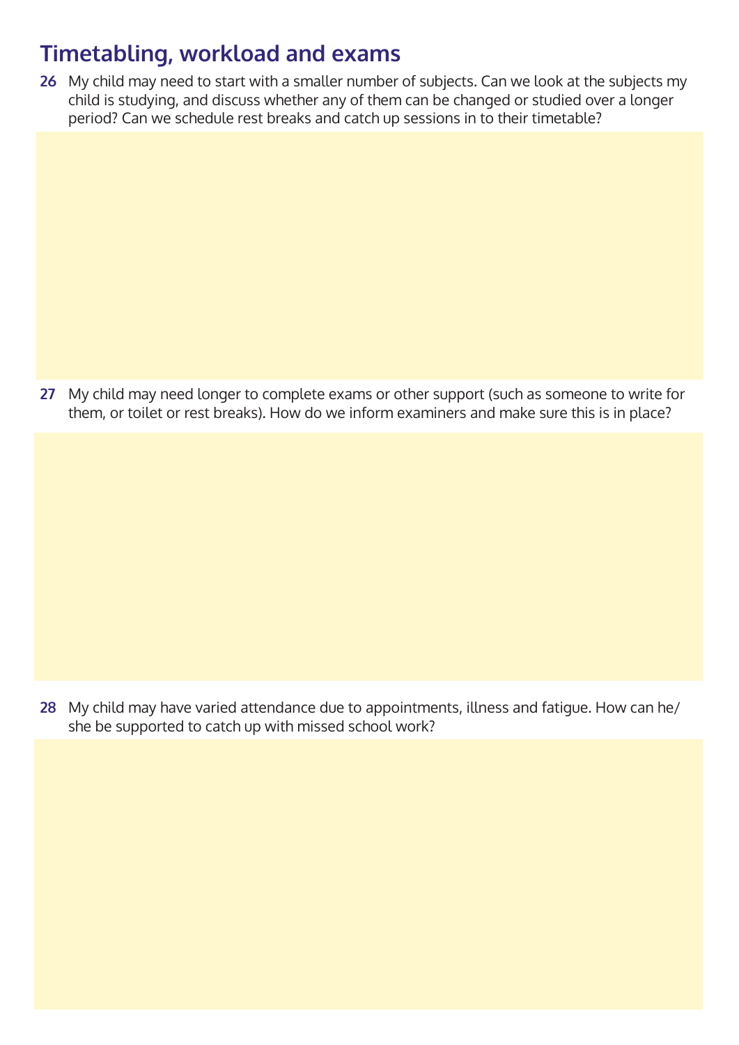## Timetabling, workload and exams

**26** My child may need to start with a smaller number of subjects. Can we look at the subjects my child is studying, and discuss whether any of them can be changed or studied over a longer period? Can we schedule rest breaks and catch up sessions in to their timetable?

**27** My child may need longer to complete exams or other support (such as someone to write for them, or toilet or rest breaks). How do we inform examiners and make sure this is in place?

**28** My child may have varied attendance due to appointments, illness and fatigue. How can he/she be supported to catch up with missed school work?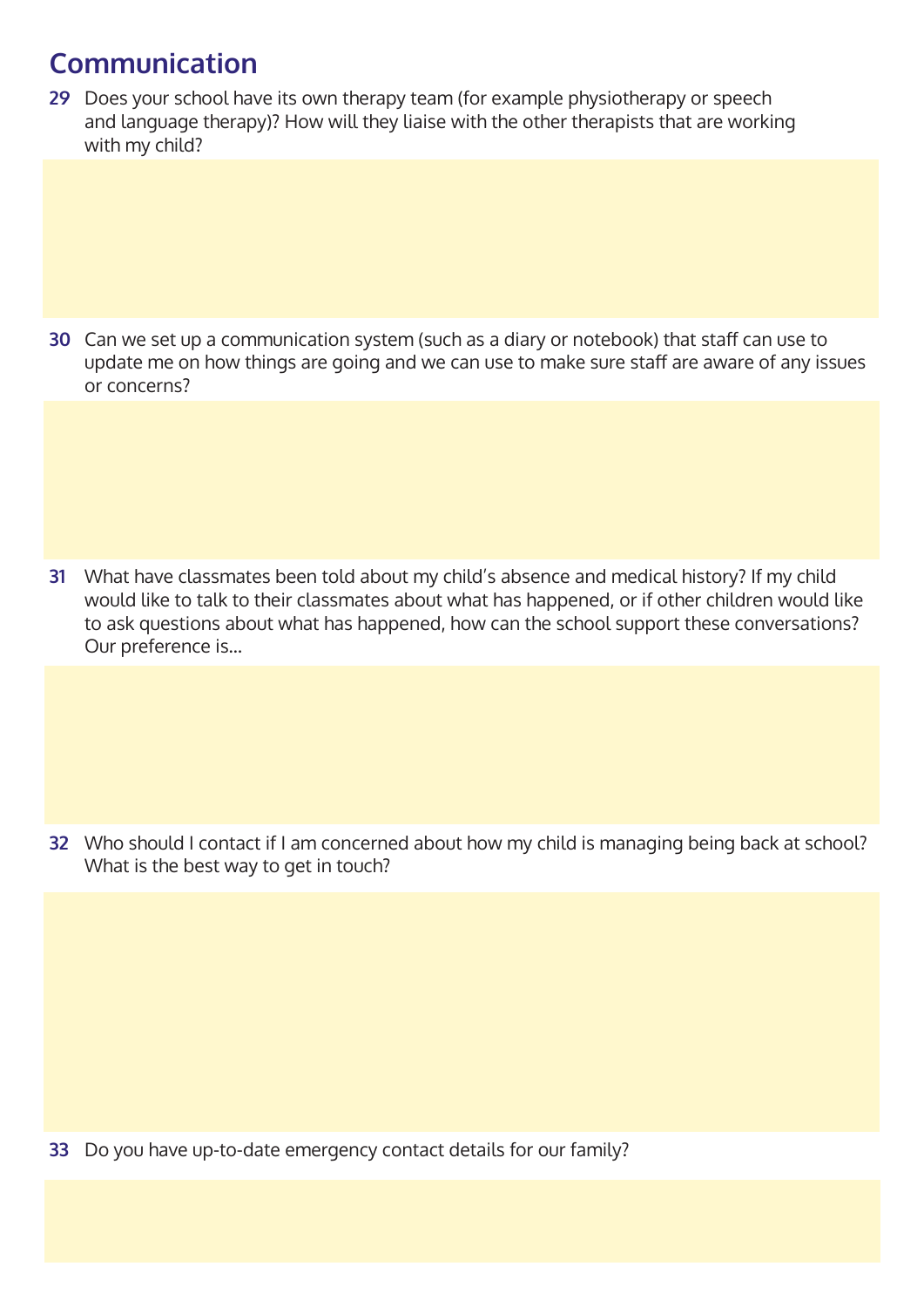## Communication

29 Does your school have its own therapy team (for example physiotherapy or speech and language therapy)? How will they liaise with the other therapists that are working with my child?

30 Can we set up a communication system (such as a diary or notebook) that staff can use to update me on how things are going and we can use to make sure staff are aware of any issues or concerns?

31 What have classmates been told about my child's absence and medical history? If my child would like to talk to their classmates about what has happened, or if other children would like to ask questions about what has happened, how can the school support these conversations? Our preference is…

32 Who should I contact if I am concerned about how my child is managing being back at school? What is the best way to get in touch?

33 Do you have up-to-date emergency contact details for our family?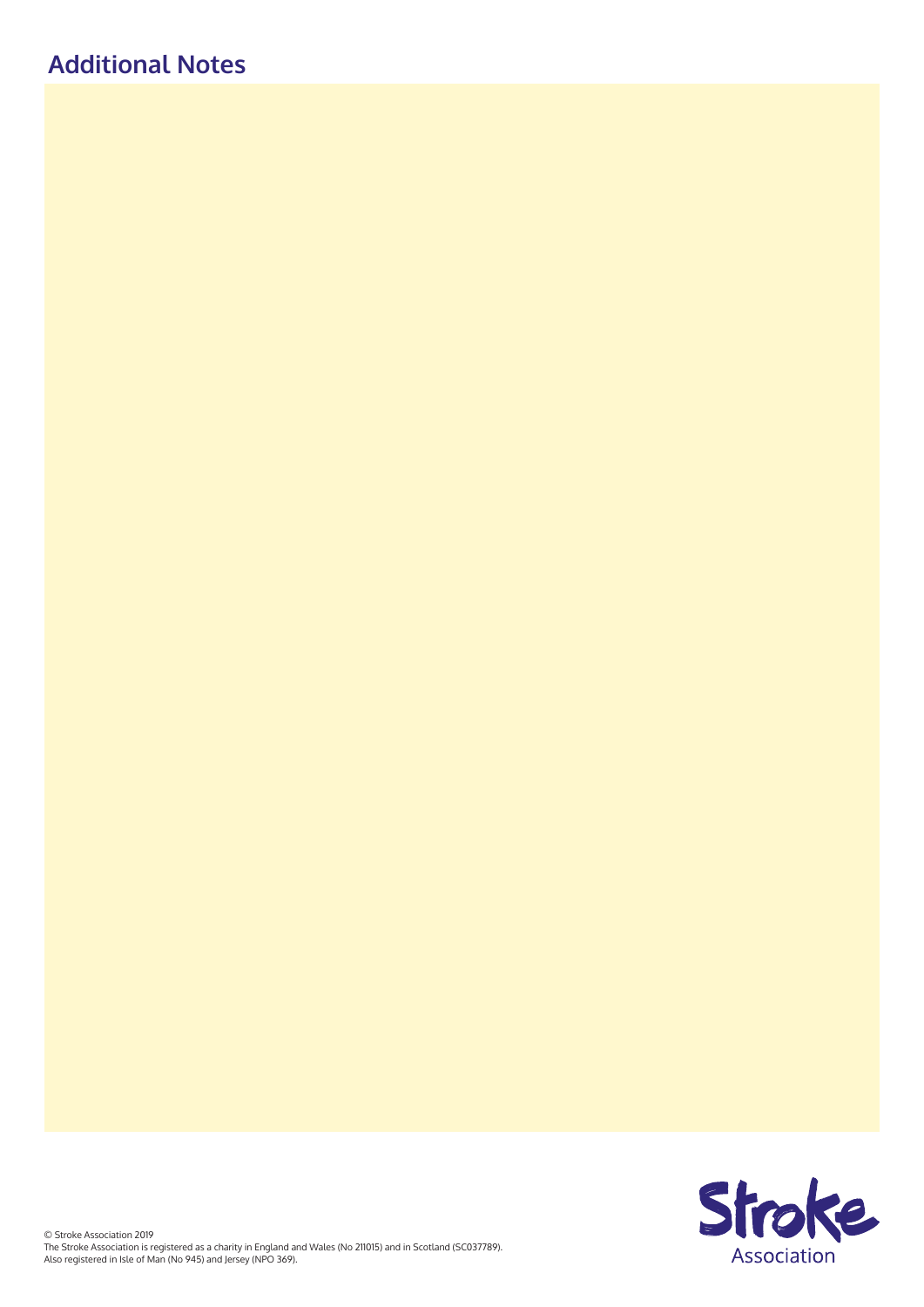## Additional Notes

© Stroke Association 2019
The Stroke Association is registered as a charity in England and Wales (No 211015) and in Scotland (SC037789).
Also registered in Isle of Man (No 945) and Jersey (NPO 369).

Stroke Association